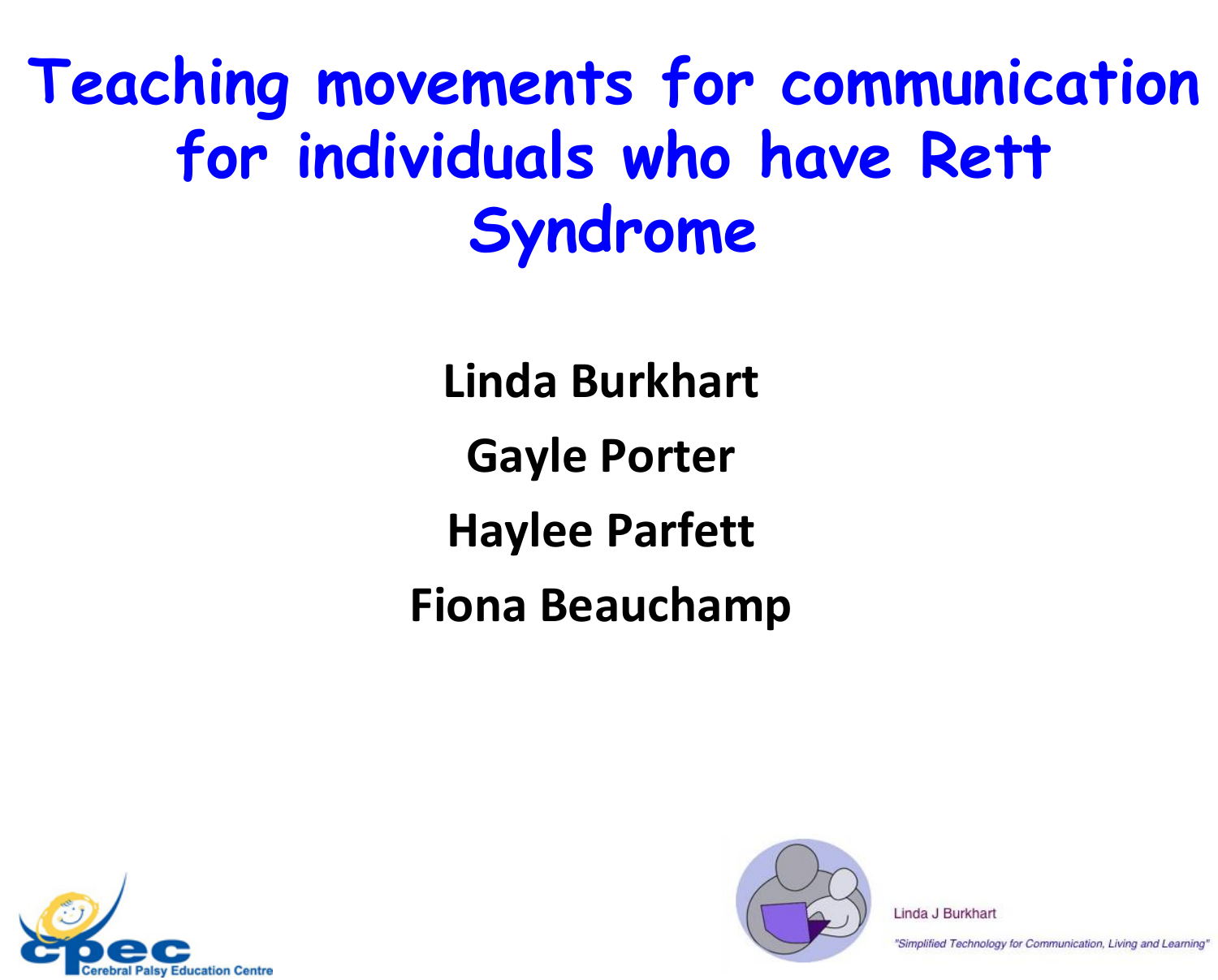# Teaching movements for communication for individuals who have Rett Syndrome

**Linda Burkhart**

**Gayle Porter**

**Haylee Parfett**

**Fiona Beauchamp**

cpec Cerebral Palsy Education Centre

Linda J Burkhart

*"Simplified Technology for Communication, Living and Learning"*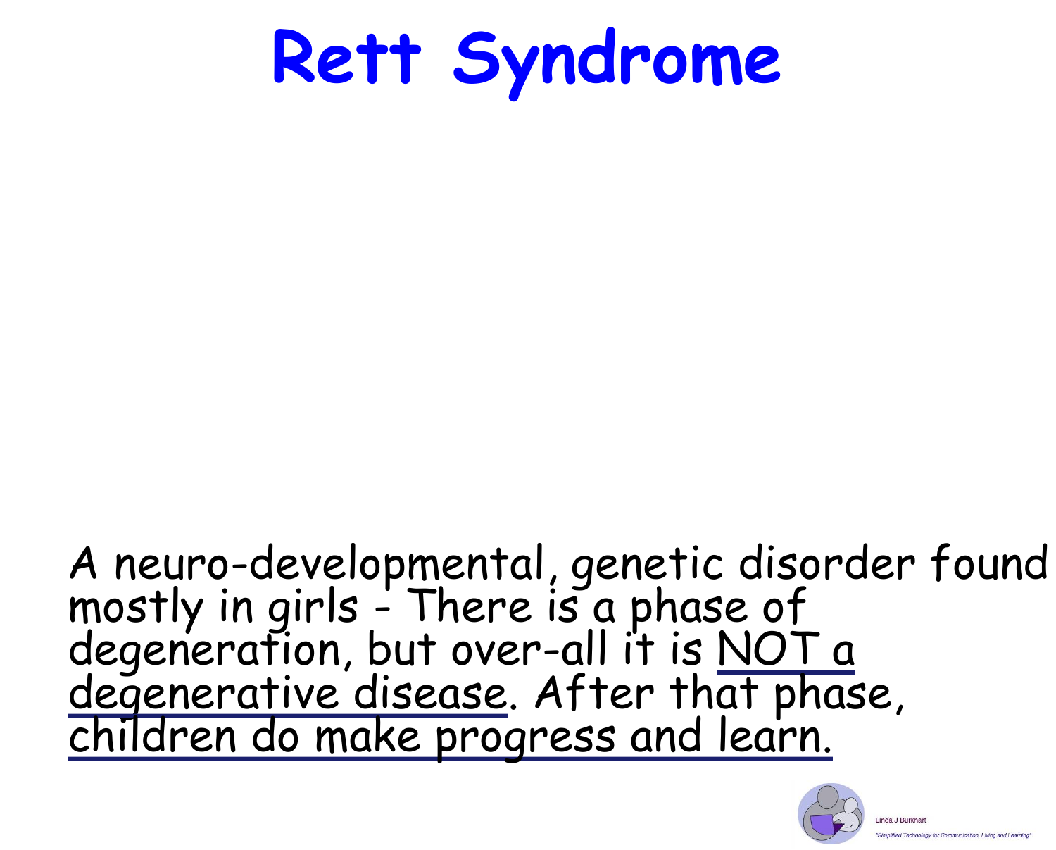# Rett Syndrome

A neuro-developmental, genetic disorder found mostly in girls - There is a phase of degeneration, but over-all it is NOT a degenerative disease. After that phase, children do make progress and learn.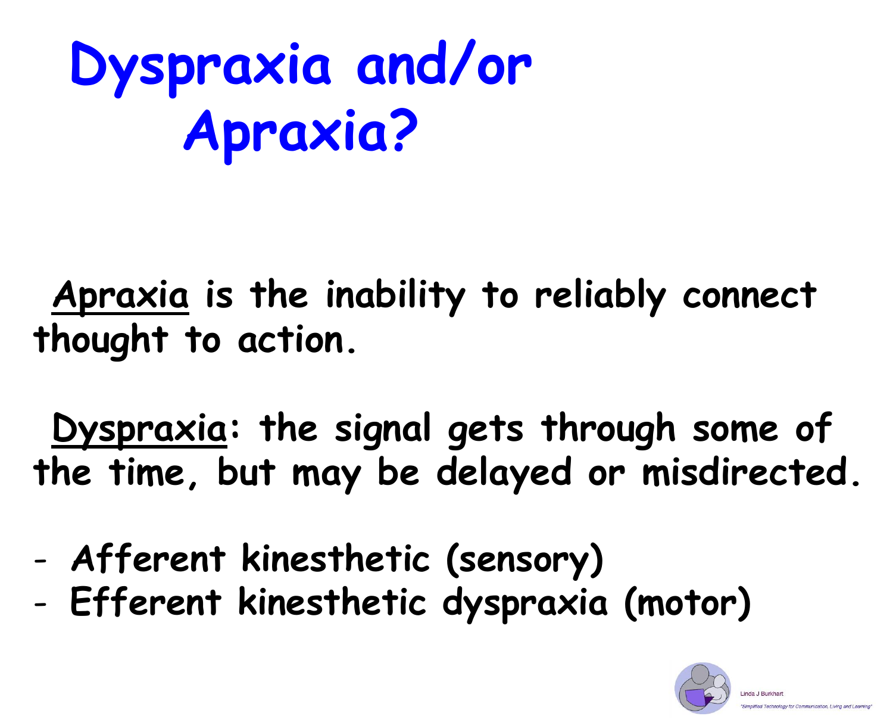# Dyspraxia and/or Apraxia?

<u>Apraxia</u> is the inability to reliably connect thought to action.

<u>Dyspraxia</u>: the signal gets through some of the time, but may be delayed or misdirected.

- Afferent kinesthetic (sensory)
- Efferent kinesthetic dyspraxia (motor)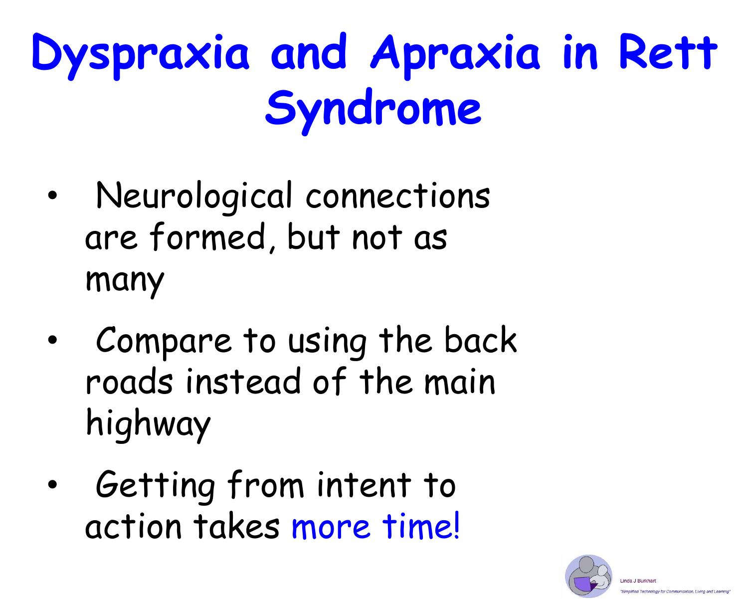# Dyspraxia and Apraxia in Rett Syndrome

- Neurological connections are formed, but not as many
- Compare to using the back roads instead of the main highway
- Getting from intent to action takes more time!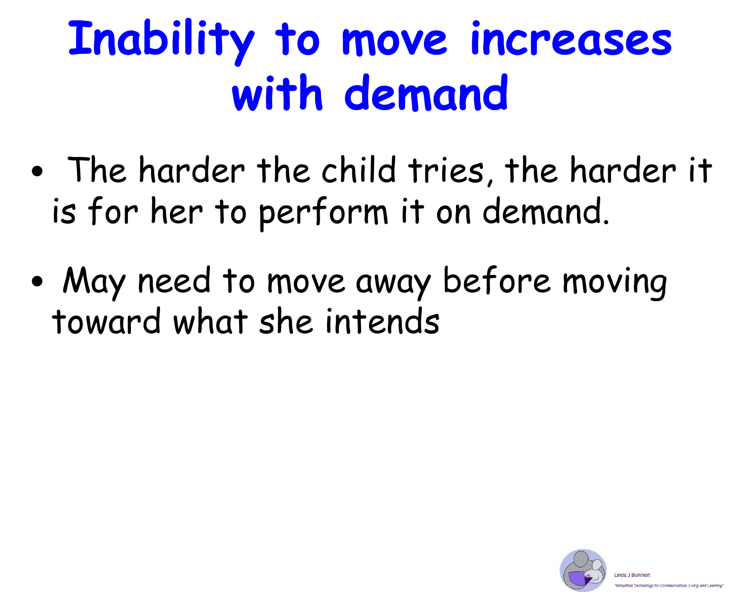# Inability to move increases with demand

- The harder the child tries, the harder it is for her to perform it on demand.
- May need to move away before moving toward what she intends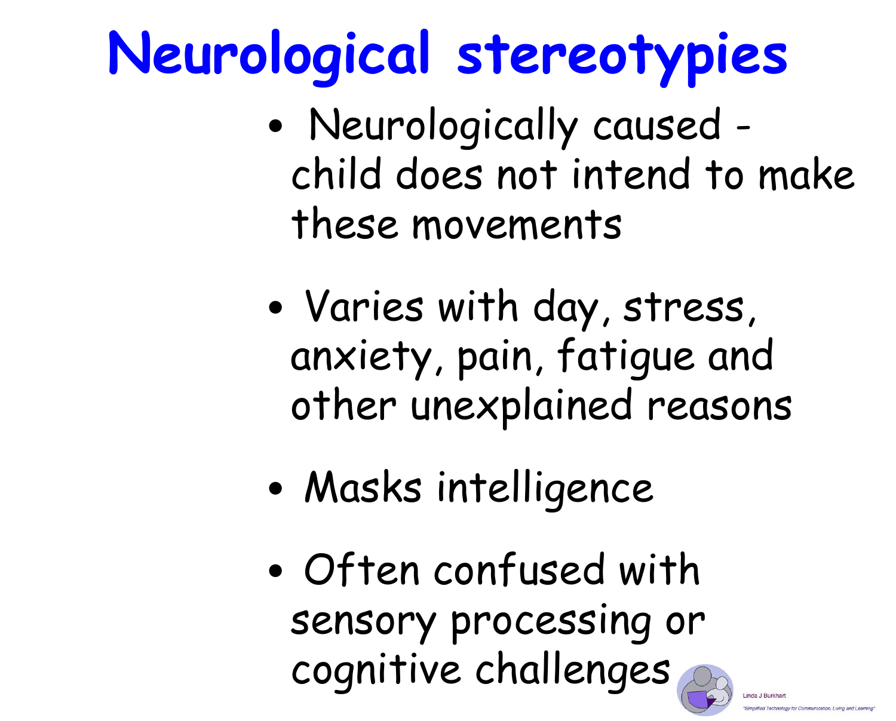# Neurological stereotypies

- Neurologically caused - child does not intend to make these movements
- Varies with day, stress, anxiety, pain, fatigue and other unexplained reasons
- Masks intelligence
- Often confused with sensory processing or cognitive challenges

Linda J Burkhart

"Simplified Technology for Communication, Living and Learning"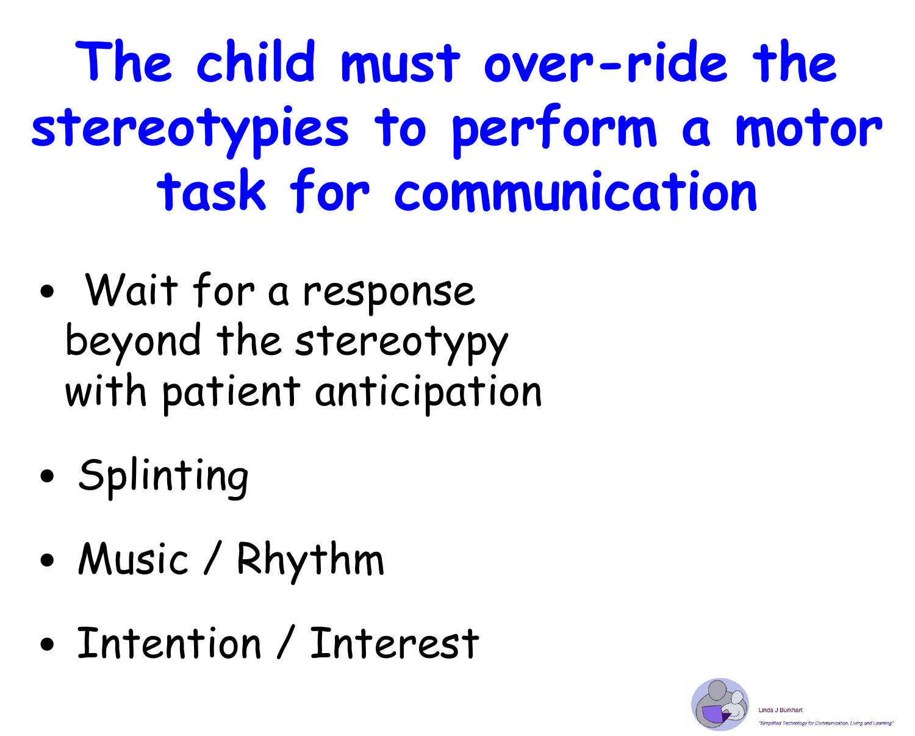# The child must over-ride the stereotypies to perform a motor task for communication

- Wait for a response beyond the stereotypy with patient anticipation
- Splinting
- Music / Rhythm
- Intention / Interest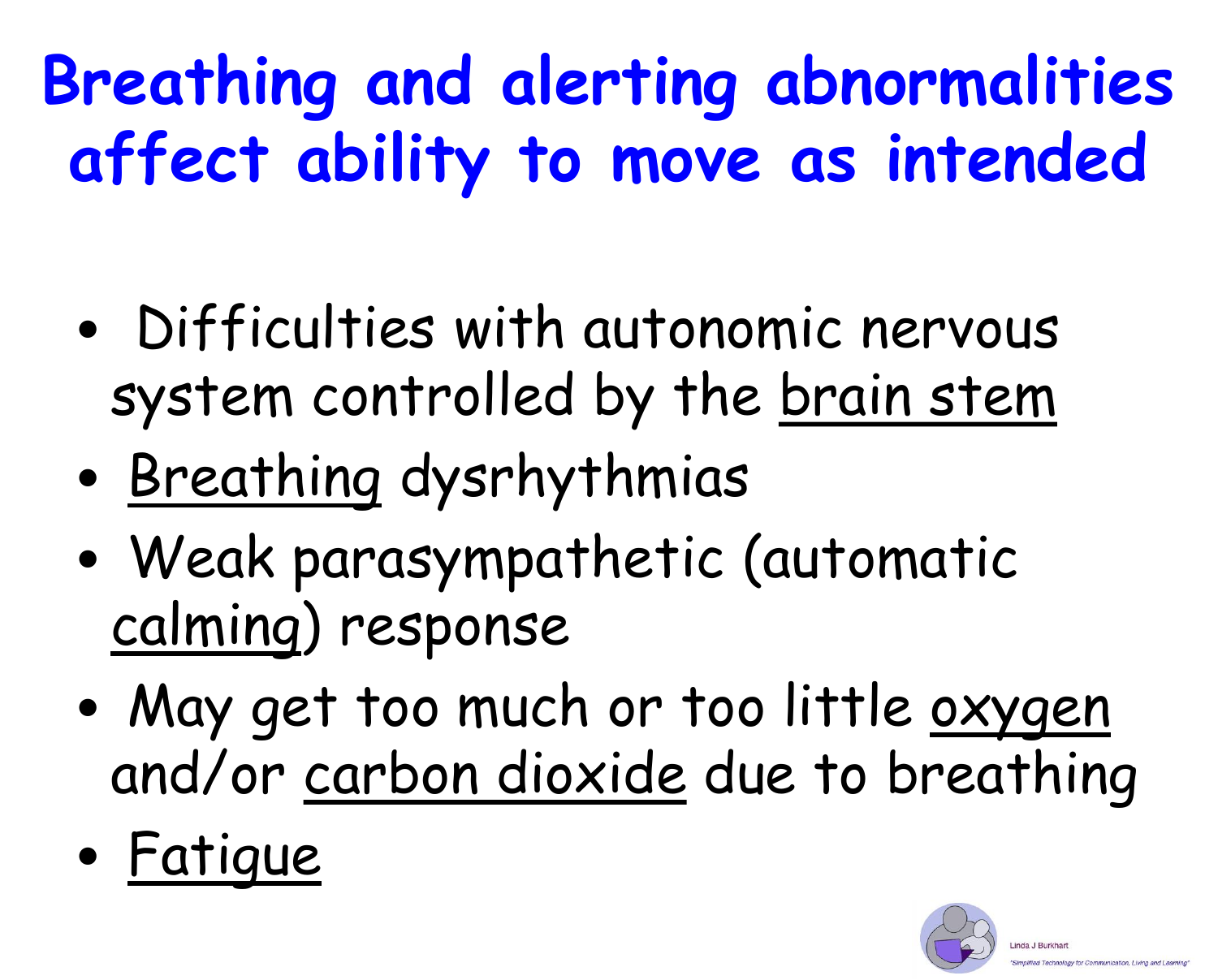# Breathing and alerting abnormalities affect ability to move as intended

- Difficulties with autonomic nervous system controlled by the <u>brain stem</u>
- <u>Breathing</u> dysrhythmias
- Weak parasympathetic (automatic <u>calming</u>) response
- May get too much or too little <u>oxygen</u> and/or <u>carbon dioxide</u> due to breathing
- <u>Fatigue</u>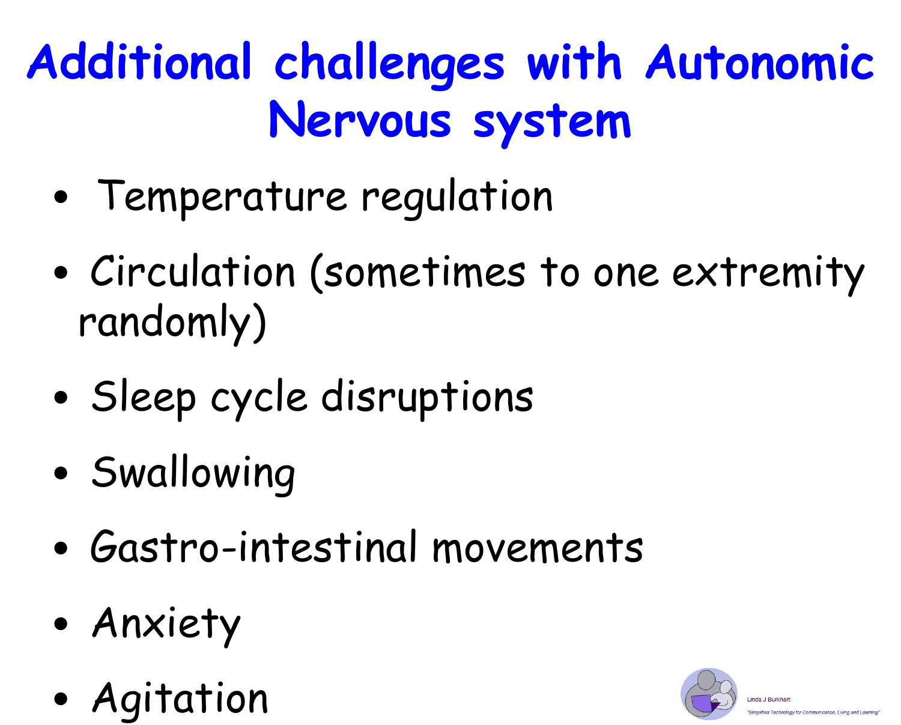# Additional challenges with Autonomic Nervous system

- Temperature regulation
- Circulation (sometimes to one extremity randomly)
- Sleep cycle disruptions
- Swallowing
- Gastro-intestinal movements
- Anxiety
- Agitation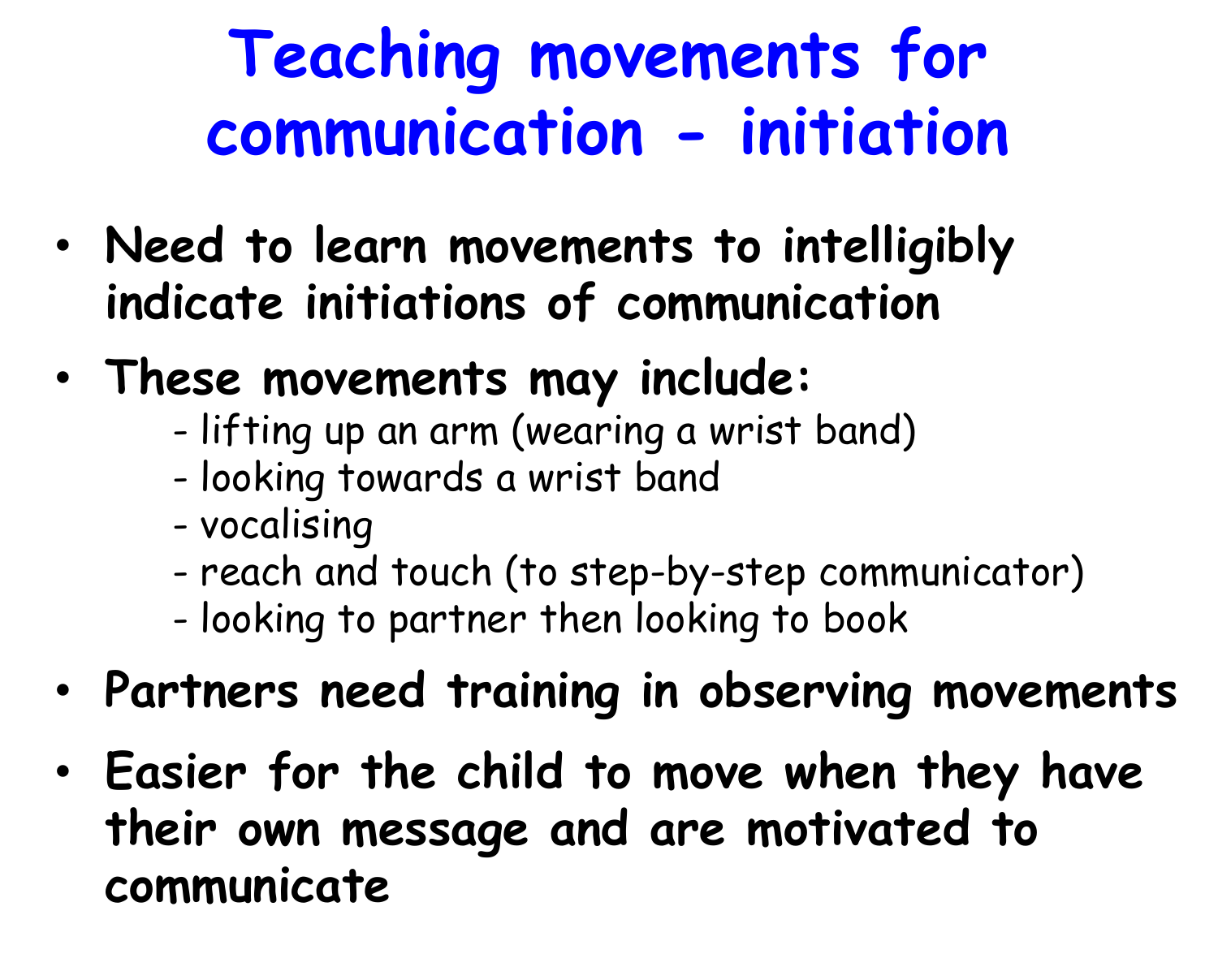# Teaching movements for communication - initiation

- **Need to learn movements to intelligibly indicate initiations of communication**
- **These movements may include:**
  - lifting up an arm (wearing a wrist band)
  - looking towards a wrist band
  - vocalising
  - reach and touch (to step-by-step communicator)
  - looking to partner then looking to book
- **Partners need training in observing movements**
- **Easier for the child to move when they have their own message and are motivated to communicate**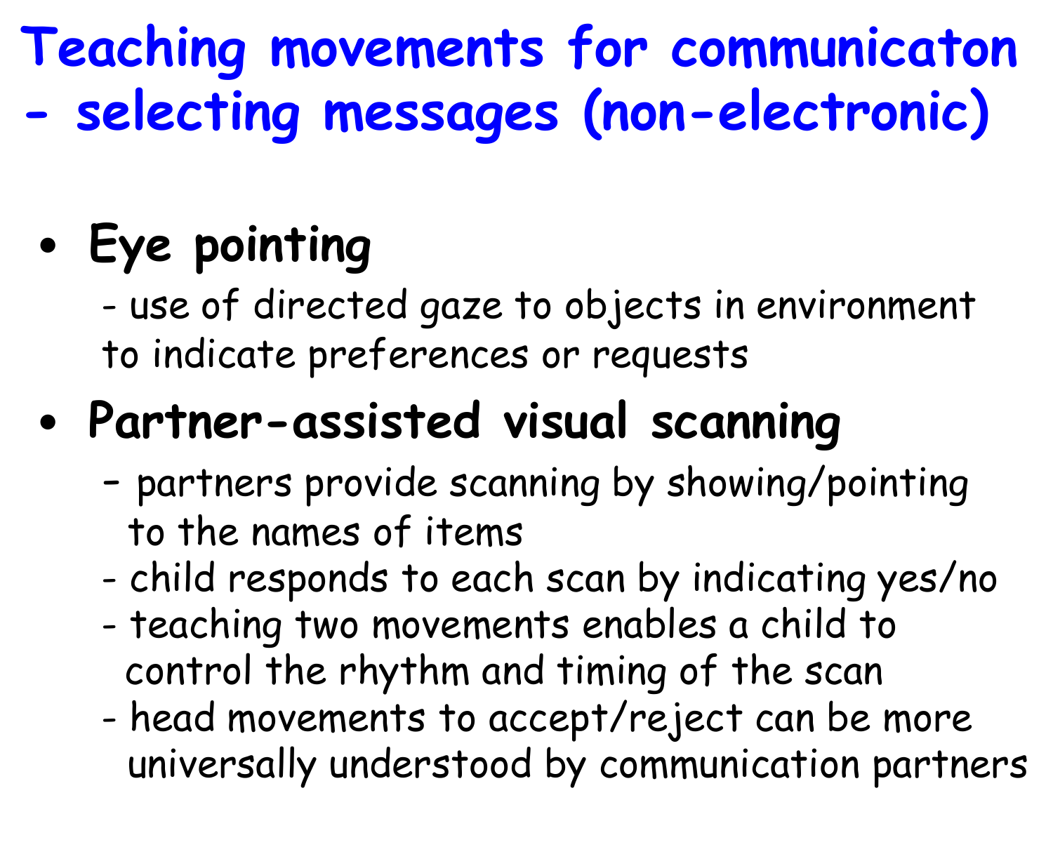# Teaching movements for communicaton - selecting messages (non-electronic)

- **Eye pointing**
  - use of directed gaze to objects in environment to indicate preferences or requests
- **Partner-assisted visual scanning**
  - partners provide scanning by showing/pointing to the names of items
  - child responds to each scan by indicating yes/no
  - teaching two movements enables a child to control the rhythm and timing of the scan
  - head movements to accept/reject can be more universally understood by communication partners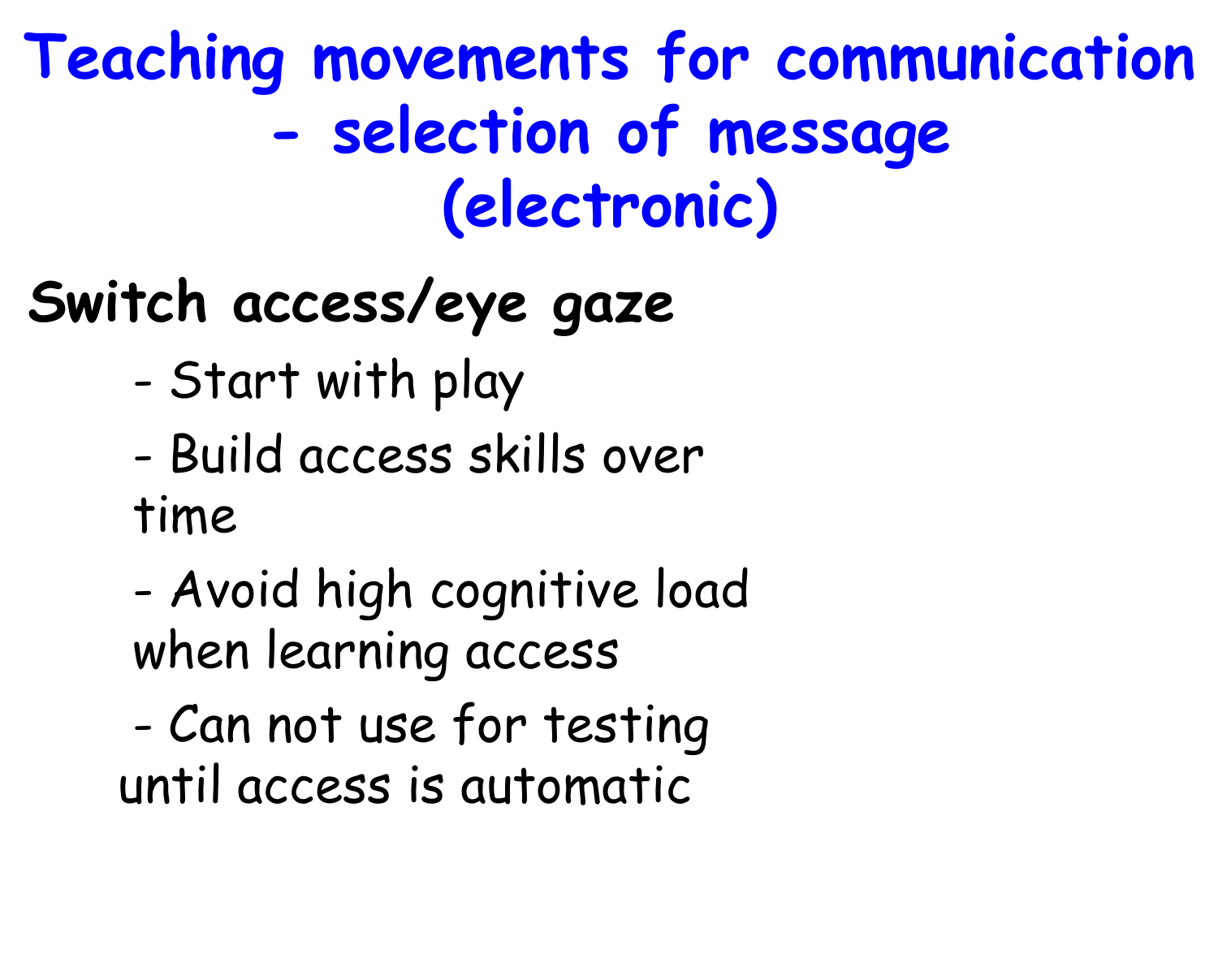# Teaching movements for communication - selection of message (electronic)

**Switch access/eye gaze**

- Start with play
- Build access skills over time
- Avoid high cognitive load when learning access
- Can not use for testing until access is automatic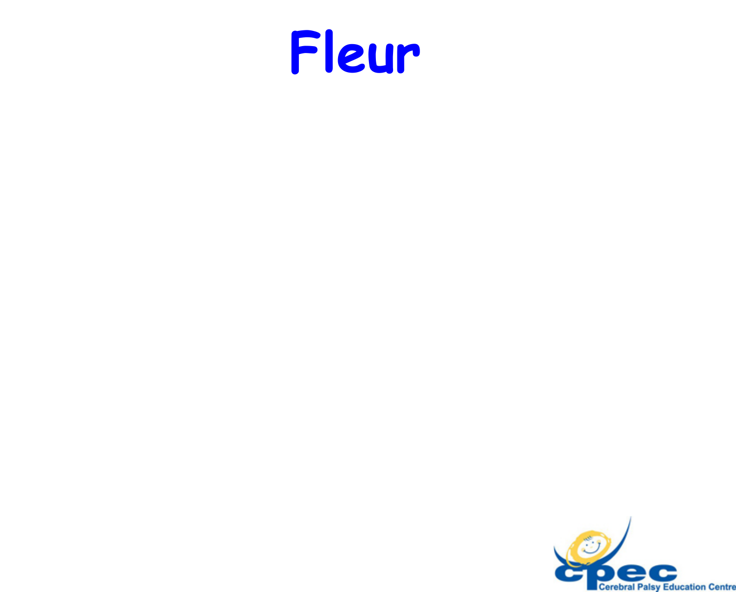# Fleur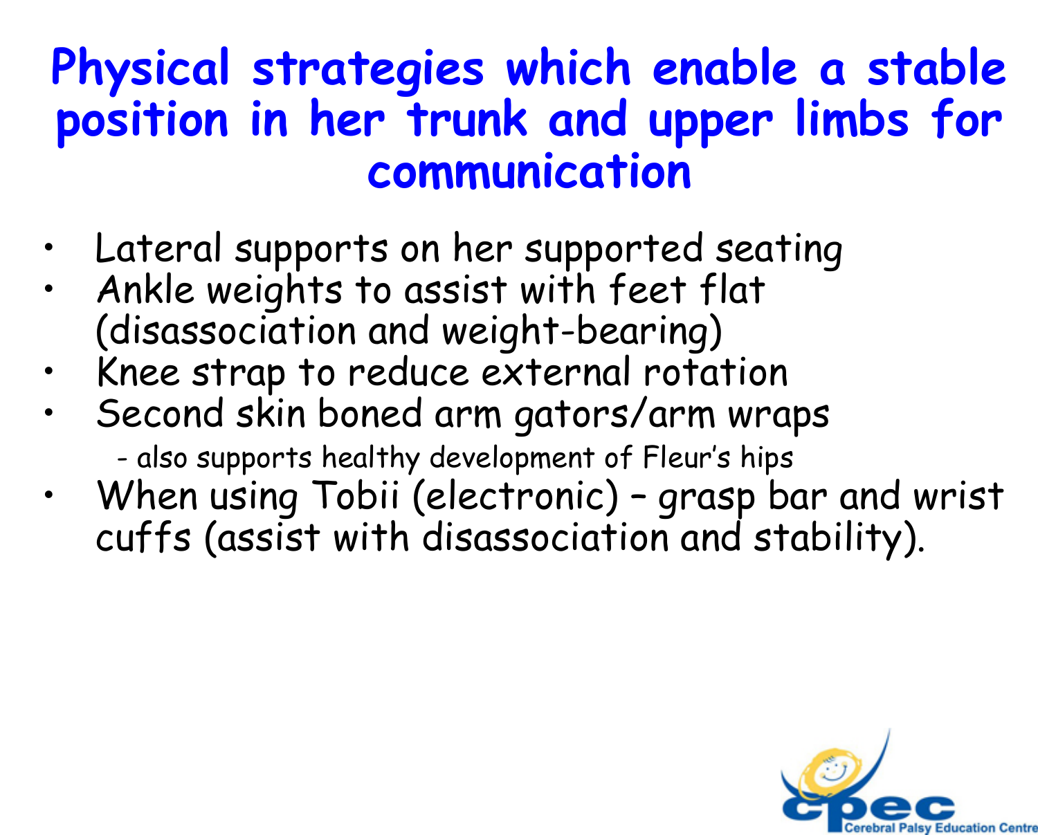# Physical strategies which enable a stable position in her trunk and upper limbs for communication

- Lateral supports on her supported seating
- Ankle weights to assist with feet flat (disassociation and weight-bearing)
- Knee strap to reduce external rotation
- Second skin boned arm gators/arm wraps
  - also supports healthy development of Fleur's hips
- When using Tobii (electronic) – grasp bar and wrist cuffs (assist with disassociation and stability).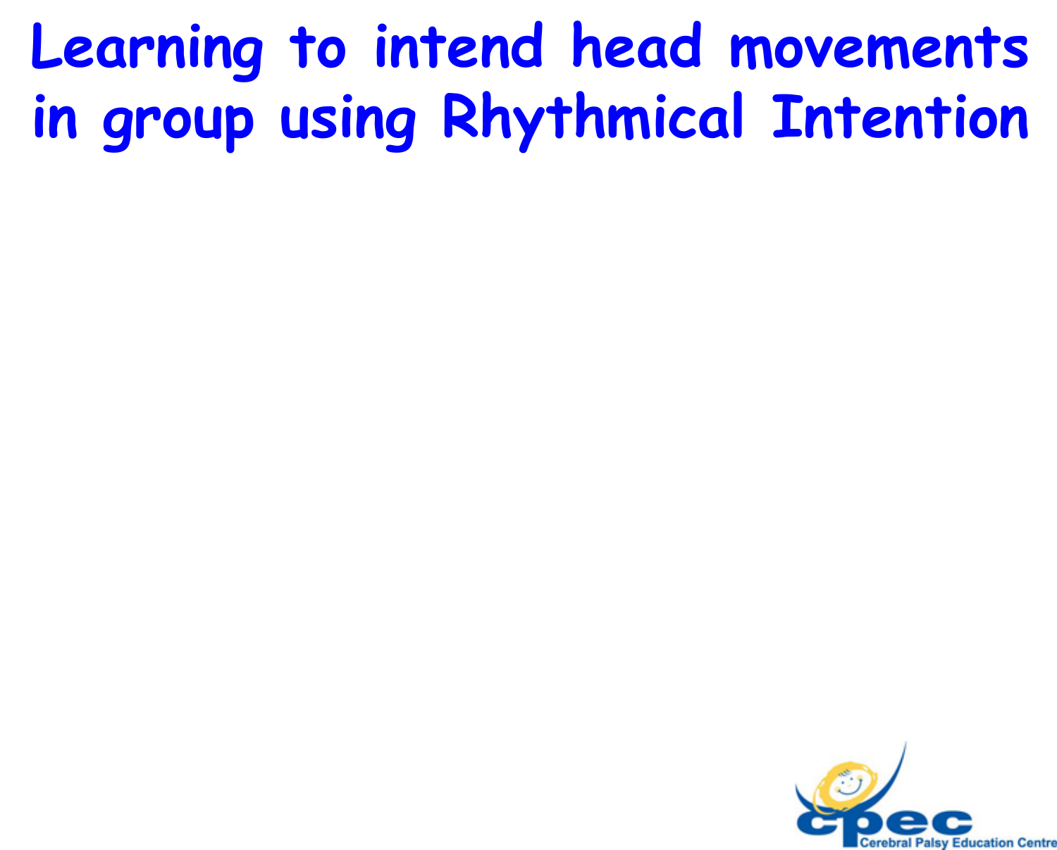# Learning to intend head movements in group using Rhythmical Intention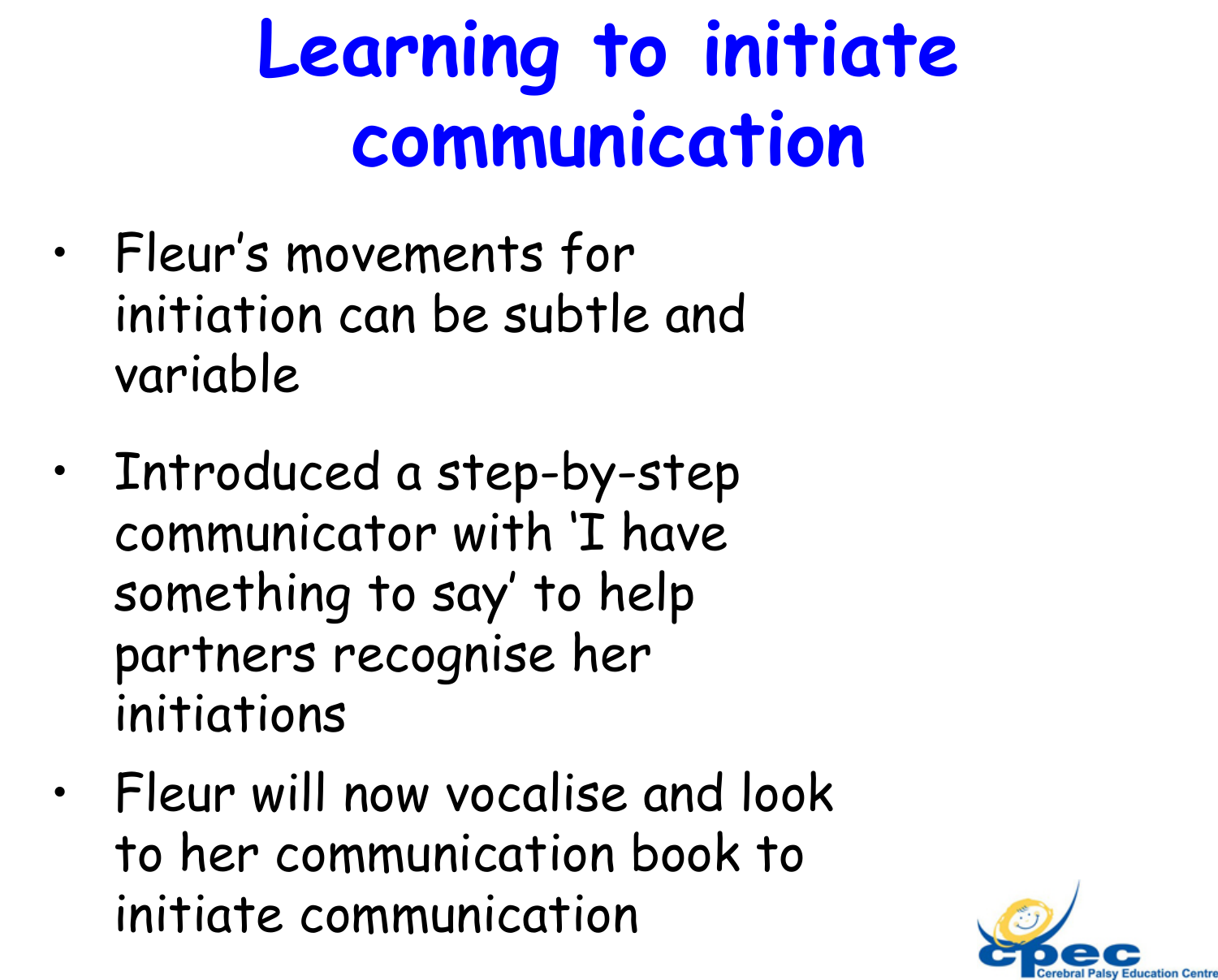# Learning to initiate communication

- Fleur's movements for initiation can be subtle and variable
- Introduced a step-by-step communicator with 'I have something to say' to help partners recognise her initiations
- Fleur will now vocalise and look to her communication book to initiate communication

cpec Cerebral Palsy Education Centre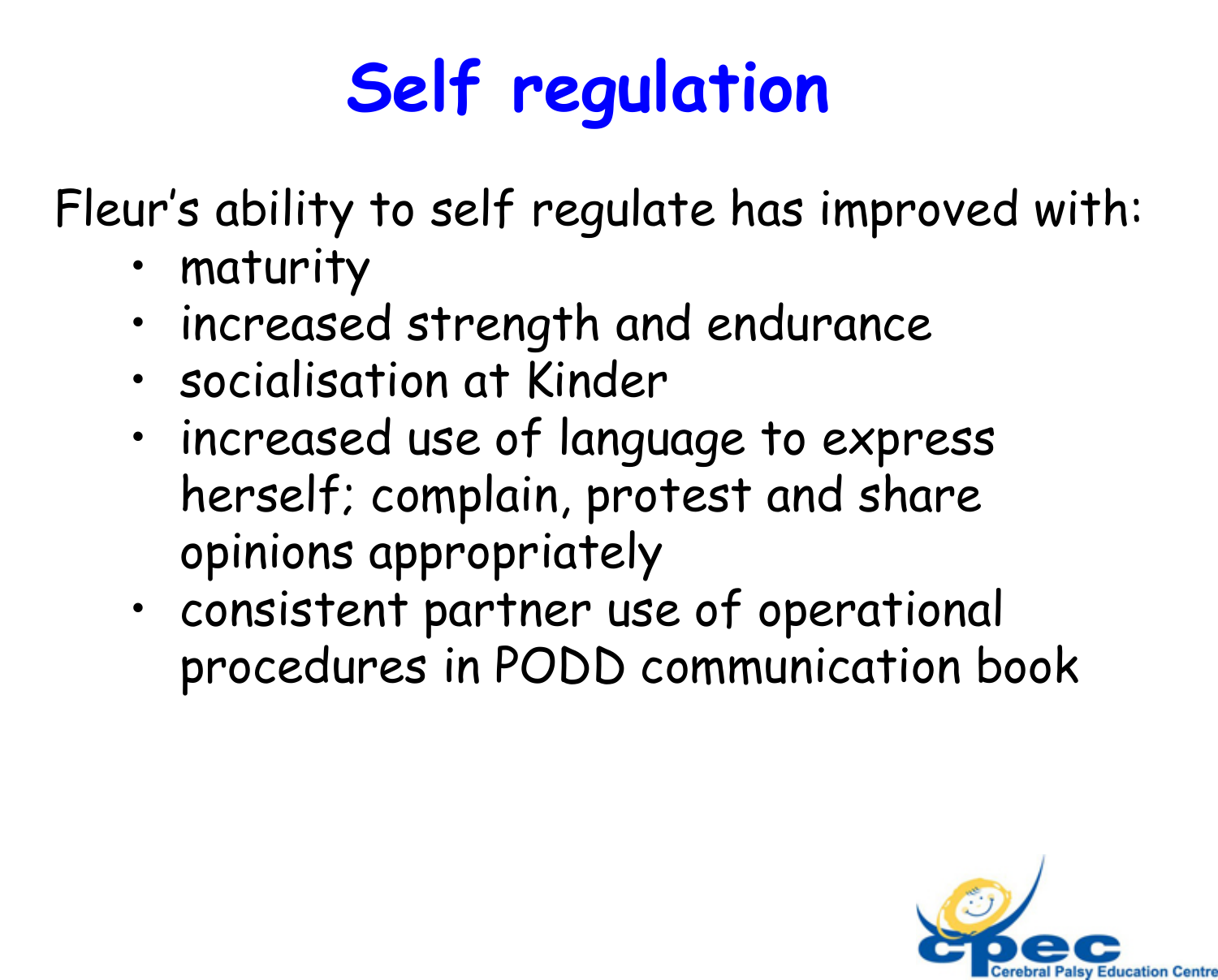# Self regulation

Fleur's ability to self regulate has improved with:

- maturity
- increased strength and endurance
- socialisation at Kinder
- increased use of language to express herself; complain, protest and share opinions appropriately
- consistent partner use of operational procedures in PODD communication book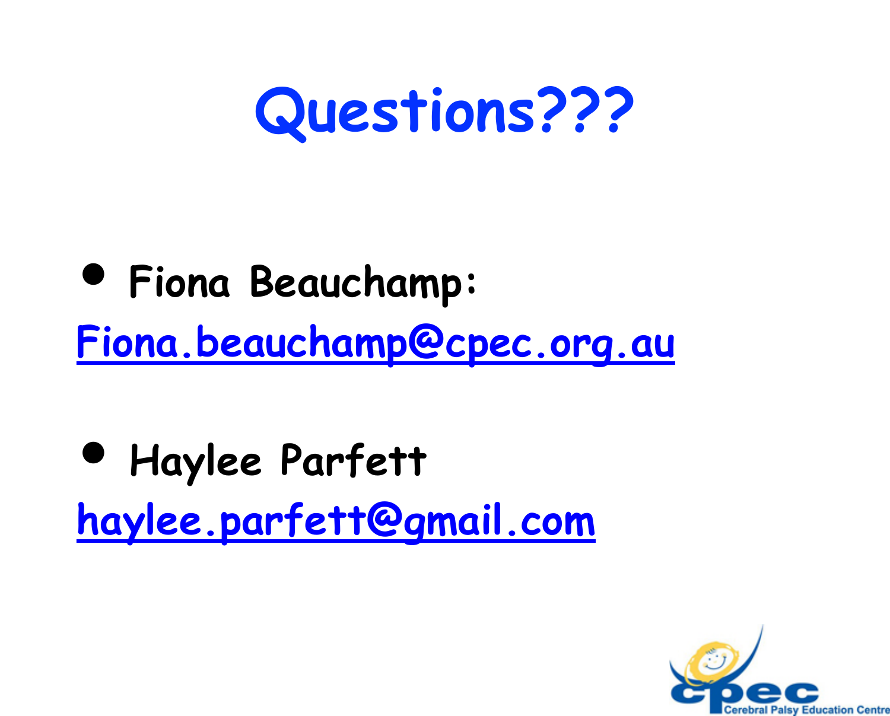# Questions???

- Fiona Beauchamp:

Fiona.beauchamp@cpec.org.au

- Haylee Parfett

haylee.parfett@gmail.com

cpec
Cerebral Palsy Education Centre